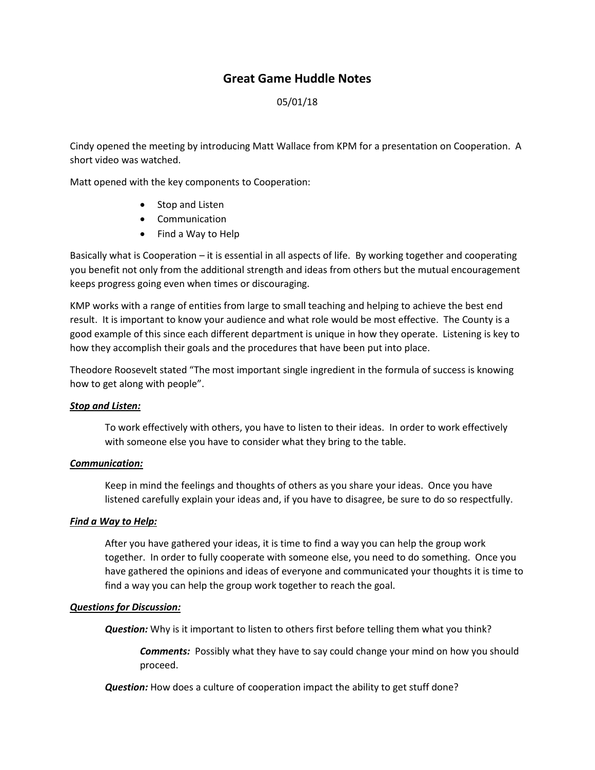# Great Game Huddle Notes

05/01/18

Cindy opened the meeting by introducing Matt Wallace from KPM for a presentation on Cooperation. A short video was watched.

Matt opened with the key components to Cooperation:

- Stop and Listen
- Communication
- Find a Way to Help

Basically what is Cooperation – it is essential in all aspects of life. By working together and cooperating you benefit not only from the additional strength and ideas from others but the mutual encouragement keeps progress going even when times or discouraging.

KMP works with a range of entities from large to small teaching and helping to achieve the best end result. It is important to know your audience and what role would be most effective. The County is a good example of this since each different department is unique in how they operate. Listening is key to how they accomplish their goals and the procedures that have been put into place.

Theodore Roosevelt stated "The most important single ingredient in the formula of success is knowing how to get along with people".

***Stop and Listen:***

> To work effectively with others, you have to listen to their ideas. In order to work effectively with someone else you have to consider what they bring to the table.

***Communication:***

> Keep in mind the feelings and thoughts of others as you share your ideas. Once you have listened carefully explain your ideas and, if you have to disagree, be sure to do so respectfully.

***Find a Way to Help:***

> After you have gathered your ideas, it is time to find a way you can help the group work together. In order to fully cooperate with someone else, you need to do something. Once you have gathered the opinions and ideas of everyone and communicated your thoughts it is time to find a way you can help the group work together to reach the goal.

***Questions for Discussion:***

> ***Question:*** Why is it important to listen to others first before telling them what you think?
>
> > ***Comments:*** Possibly what they have to say could change your mind on how you should proceed.
>
> ***Question:*** How does a culture of cooperation impact the ability to get stuff done?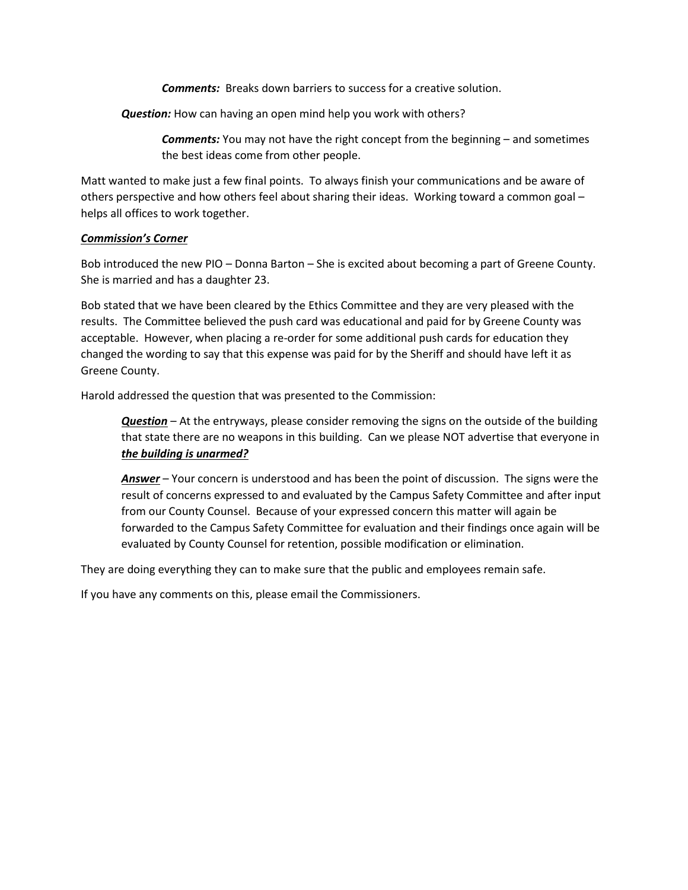> ***Comments:*** Breaks down barriers to success for a creative solution.

***Question:*** How can having an open mind help you work with others?

> ***Comments:*** You may not have the right concept from the beginning – and sometimes the best ideas come from other people.

Matt wanted to make just a few final points. To always finish your communications and be aware of others perspective and how others feel about sharing their ideas. Working toward a common goal – helps all offices to work together.

***<u>Commission's Corner</u>***

Bob introduced the new PIO – Donna Barton – She is excited about becoming a part of Greene County. She is married and has a daughter 23.

Bob stated that we have been cleared by the Ethics Committee and they are very pleased with the results. The Committee believed the push card was educational and paid for by Greene County was acceptable. However, when placing a re-order for some additional push cards for education they changed the wording to say that this expense was paid for by the Sheriff and should have left it as Greene County.

Harold addressed the question that was presented to the Commission:

> ***<u>Question</u>*** – At the entryways, please consider removing the signs on the outside of the building that state there are no weapons in this building. Can we please NOT advertise that everyone in ***<u>the building is unarmed?</u>***
>
> ***<u>Answer</u>*** – Your concern is understood and has been the point of discussion. The signs were the result of concerns expressed to and evaluated by the Campus Safety Committee and after input from our County Counsel. Because of your expressed concern this matter will again be forwarded to the Campus Safety Committee for evaluation and their findings once again will be evaluated by County Counsel for retention, possible modification or elimination.

They are doing everything they can to make sure that the public and employees remain safe.

If you have any comments on this, please email the Commissioners.